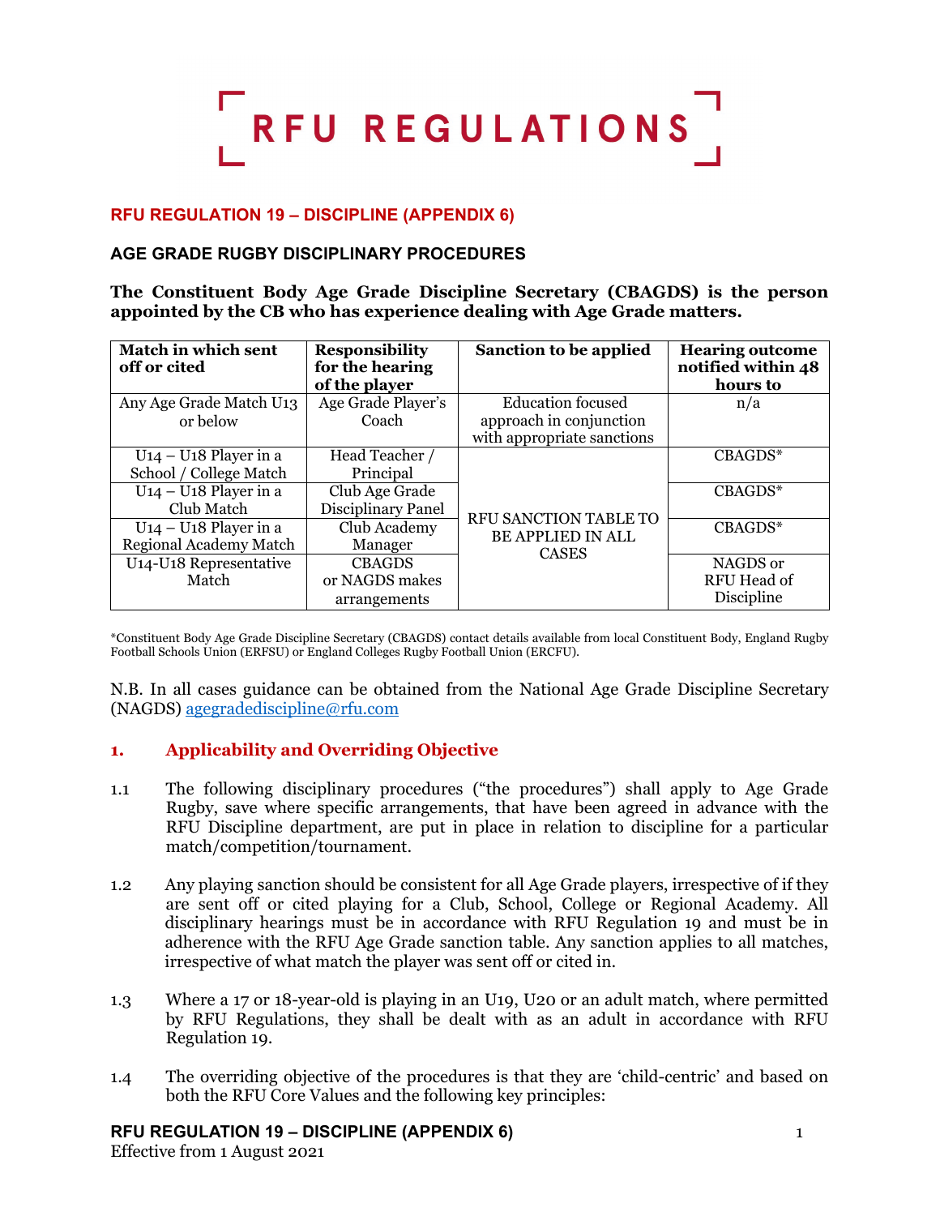# RFU REGULATIONS

## RFU REGULATION 19 – DISCIPLINE (APPENDIX 6)

### AGE GRADE RUGBY DISCIPLINARY PROCEDURES

**The Constituent Body Age Grade Discipline Secretary (CBAGDS) is the person appointed by the CB who has experience dealing with Age Grade matters.**

| Match in which sent off or cited | Responsibility for the hearing of the player | Sanction to be applied | Hearing outcome notified within 48 hours to |
|---|---|---|---|
| Any Age Grade Match U13 or below | Age Grade Player's Coach | Education focused approach in conjunction with appropriate sanctions | n/a |
| U14 – U18 Player in a School / College Match | Head Teacher / Principal | RFU SANCTION TABLE TO BE APPLIED IN ALL CASES | CBAGDS* |
| U14 – U18 Player in a Club Match | Club Age Grade Disciplinary Panel | | CBAGDS* |
| U14 – U18 Player in a Regional Academy Match | Club Academy Manager | | CBAGDS* |
| U14-U18 Representative Match | CBAGDS or NAGDS makes arrangements | | NAGDS or RFU Head of Discipline |

*Constituent Body Age Grade Discipline Secretary (CBAGDS) contact details available from local Constituent Body, England Rugby Football Schools Union (ERFSU) or England Colleges Rugby Football Union (ERCFU).

N.B. In all cases guidance can be obtained from the National Age Grade Discipline Secretary (NAGDS) agegradediscipline@rfu.com

## 1. Applicability and Overriding Objective

1.1 The following disciplinary procedures ("the procedures") shall apply to Age Grade Rugby, save where specific arrangements, that have been agreed in advance with the RFU Discipline department, are put in place in relation to discipline for a particular match/competition/tournament.

1.2 Any playing sanction should be consistent for all Age Grade players, irrespective of if they are sent off or cited playing for a Club, School, College or Regional Academy. All disciplinary hearings must be in accordance with RFU Regulation 19 and must be in adherence with the RFU Age Grade sanction table. Any sanction applies to all matches, irrespective of what match the player was sent off or cited in.

1.3 Where a 17 or 18-year-old is playing in an U19, U20 or an adult match, where permitted by RFU Regulations, they shall be dealt with as an adult in accordance with RFU Regulation 19.

1.4 The overriding objective of the procedures is that they are 'child-centric' and based on both the RFU Core Values and the following key principles: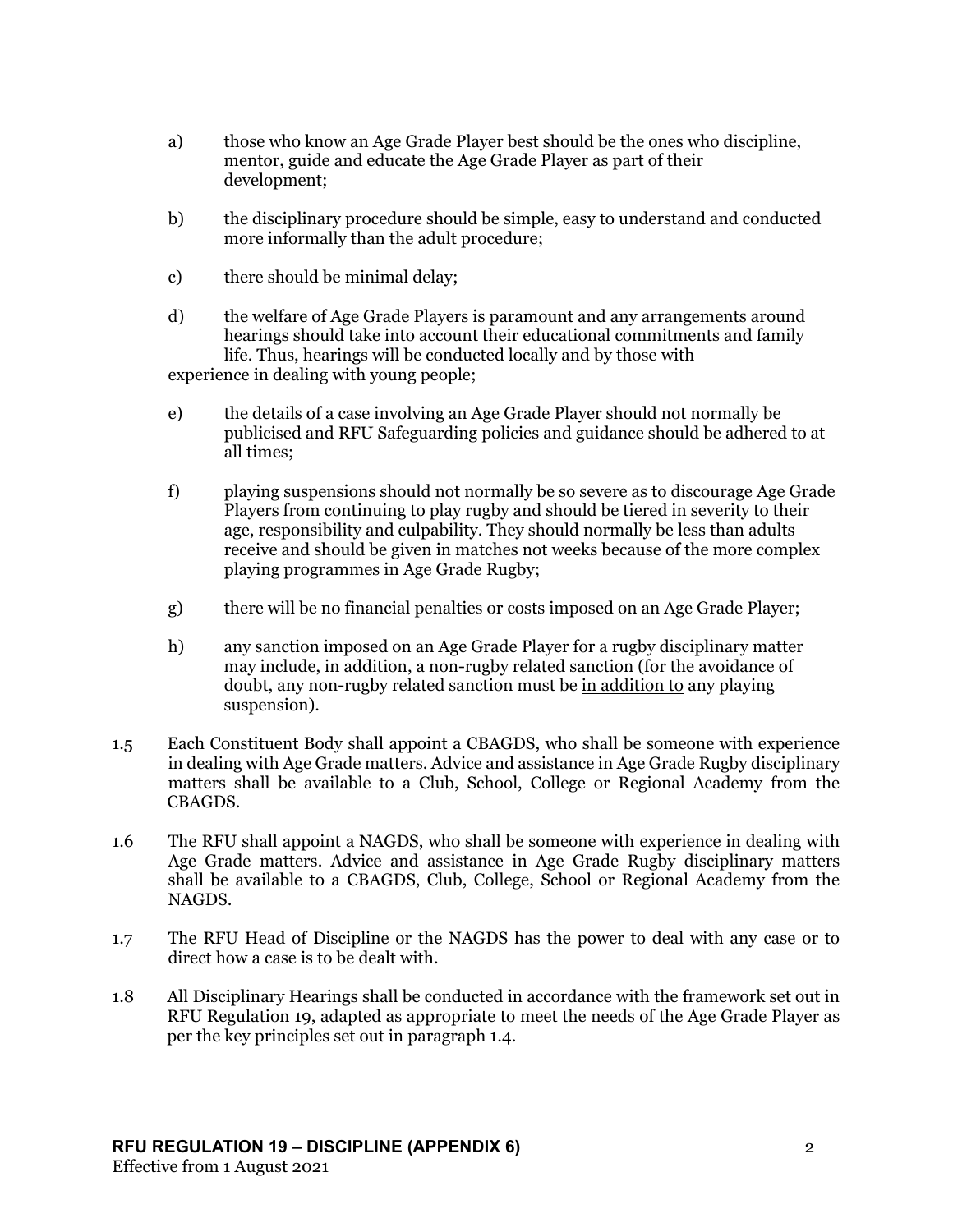a) those who know an Age Grade Player best should be the ones who discipline, mentor, guide and educate the Age Grade Player as part of their development;

b) the disciplinary procedure should be simple, easy to understand and conducted more informally than the adult procedure;

c) there should be minimal delay;

d) the welfare of Age Grade Players is paramount and any arrangements around hearings should take into account their educational commitments and family life. Thus, hearings will be conducted locally and by those with experience in dealing with young people;

e) the details of a case involving an Age Grade Player should not normally be publicised and RFU Safeguarding policies and guidance should be adhered to at all times;

f) playing suspensions should not normally be so severe as to discourage Age Grade Players from continuing to play rugby and should be tiered in severity to their age, responsibility and culpability. They should normally be less than adults receive and should be given in matches not weeks because of the more complex playing programmes in Age Grade Rugby;

g) there will be no financial penalties or costs imposed on an Age Grade Player;

h) any sanction imposed on an Age Grade Player for a rugby disciplinary matter may include, in addition, a non-rugby related sanction (for the avoidance of doubt, any non-rugby related sanction must be <u>in addition to</u> any playing suspension).

1.5 Each Constituent Body shall appoint a CBAGDS, who shall be someone with experience in dealing with Age Grade matters. Advice and assistance in Age Grade Rugby disciplinary matters shall be available to a Club, School, College or Regional Academy from the CBAGDS.

1.6 The RFU shall appoint a NAGDS, who shall be someone with experience in dealing with Age Grade matters. Advice and assistance in Age Grade Rugby disciplinary matters shall be available to a CBAGDS, Club, College, School or Regional Academy from the NAGDS.

1.7 The RFU Head of Discipline or the NAGDS has the power to deal with any case or to direct how a case is to be dealt with.

1.8 All Disciplinary Hearings shall be conducted in accordance with the framework set out in RFU Regulation 19, adapted as appropriate to meet the needs of the Age Grade Player as per the key principles set out in paragraph 1.4.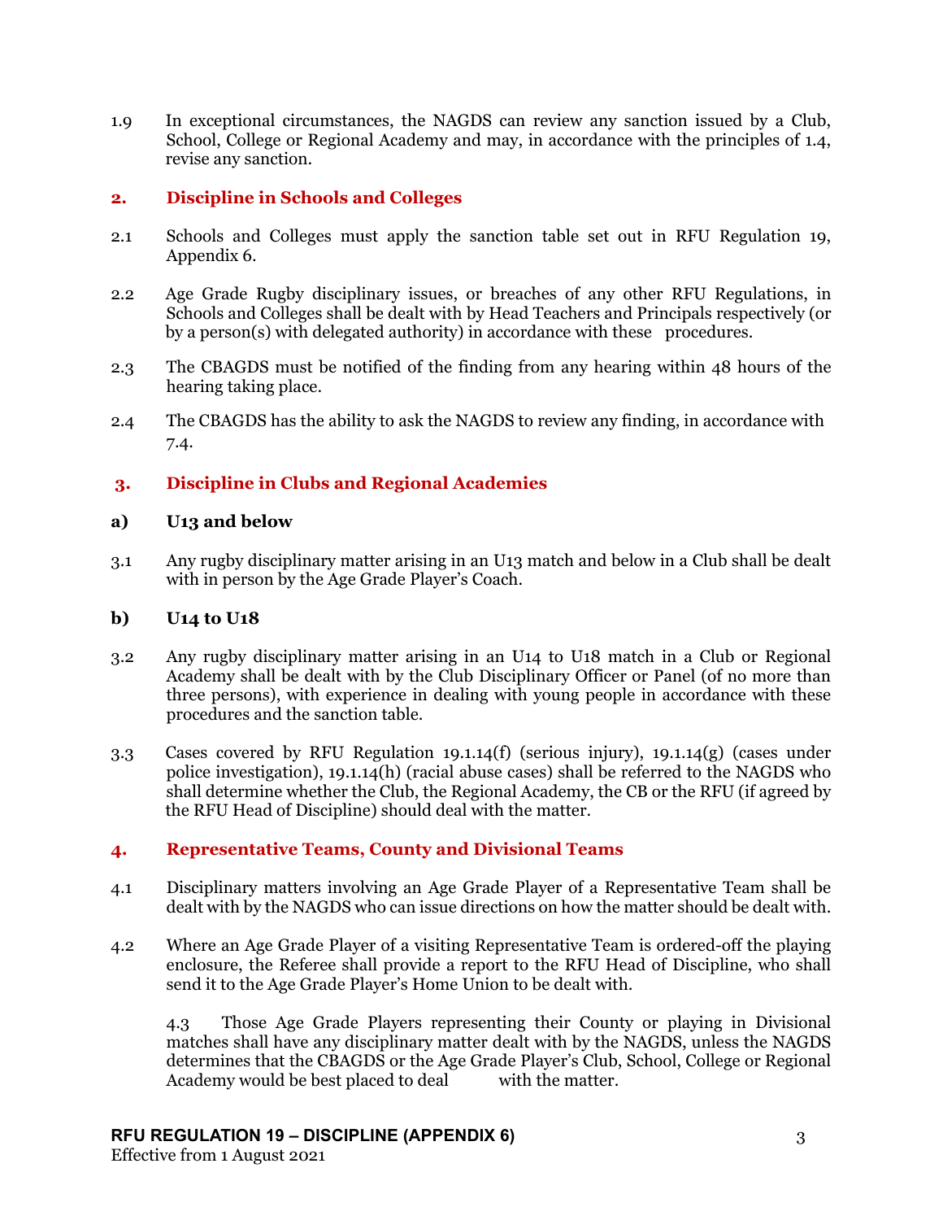1.9 In exceptional circumstances, the NAGDS can review any sanction issued by a Club, School, College or Regional Academy and may, in accordance with the principles of 1.4, revise any sanction.

## 2. Discipline in Schools and Colleges

2.1 Schools and Colleges must apply the sanction table set out in RFU Regulation 19, Appendix 6.

2.2 Age Grade Rugby disciplinary issues, or breaches of any other RFU Regulations, in Schools and Colleges shall be dealt with by Head Teachers and Principals respectively (or by a person(s) with delegated authority) in accordance with these procedures.

2.3 The CBAGDS must be notified of the finding from any hearing within 48 hours of the hearing taking place.

2.4 The CBAGDS has the ability to ask the NAGDS to review any finding, in accordance with 7.4.

## 3. Discipline in Clubs and Regional Academies

### a) U13 and below

3.1 Any rugby disciplinary matter arising in an U13 match and below in a Club shall be dealt with in person by the Age Grade Player's Coach.

### b) U14 to U18

3.2 Any rugby disciplinary matter arising in an U14 to U18 match in a Club or Regional Academy shall be dealt with by the Club Disciplinary Officer or Panel (of no more than three persons), with experience in dealing with young people in accordance with these procedures and the sanction table.

3.3 Cases covered by RFU Regulation 19.1.14(f) (serious injury), 19.1.14(g) (cases under police investigation), 19.1.14(h) (racial abuse cases) shall be referred to the NAGDS who shall determine whether the Club, the Regional Academy, the CB or the RFU (if agreed by the RFU Head of Discipline) should deal with the matter.

## 4. Representative Teams, County and Divisional Teams

4.1 Disciplinary matters involving an Age Grade Player of a Representative Team shall be dealt with by the NAGDS who can issue directions on how the matter should be dealt with.

4.2 Where an Age Grade Player of a visiting Representative Team is ordered-off the playing enclosure, the Referee shall provide a report to the RFU Head of Discipline, who shall send it to the Age Grade Player's Home Union to be dealt with.

4.3 Those Age Grade Players representing their County or playing in Divisional matches shall have any disciplinary matter dealt with by the NAGDS, unless the NAGDS determines that the CBAGDS or the Age Grade Player's Club, School, College or Regional Academy would be best placed to deal with the matter.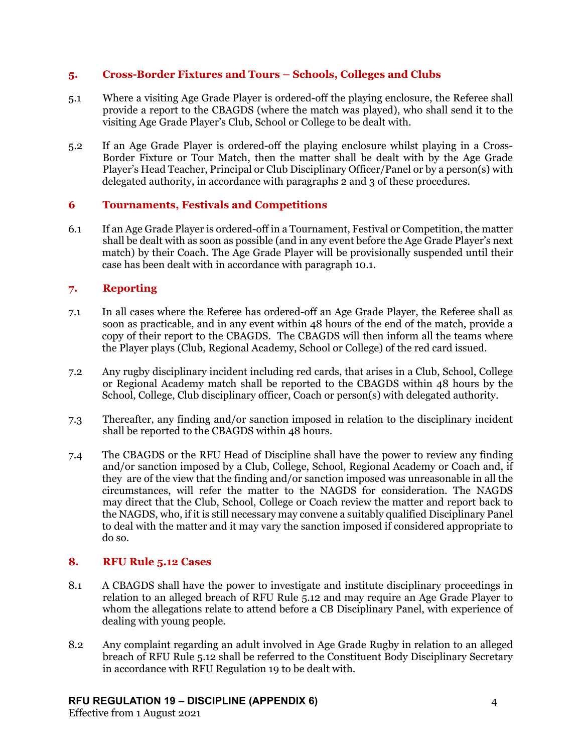## 5. Cross-Border Fixtures and Tours – Schools, Colleges and Clubs

5.1 Where a visiting Age Grade Player is ordered-off the playing enclosure, the Referee shall provide a report to the CBAGDS (where the match was played), who shall send it to the visiting Age Grade Player's Club, School or College to be dealt with.

5.2 If an Age Grade Player is ordered-off the playing enclosure whilst playing in a Cross-Border Fixture or Tour Match, then the matter shall be dealt with by the Age Grade Player's Head Teacher, Principal or Club Disciplinary Officer/Panel or by a person(s) with delegated authority, in accordance with paragraphs 2 and 3 of these procedures.

## 6 Tournaments, Festivals and Competitions

6.1 If an Age Grade Player is ordered-off in a Tournament, Festival or Competition, the matter shall be dealt with as soon as possible (and in any event before the Age Grade Player's next match) by their Coach. The Age Grade Player will be provisionally suspended until their case has been dealt with in accordance with paragraph 10.1.

## 7. Reporting

7.1 In all cases where the Referee has ordered-off an Age Grade Player, the Referee shall as soon as practicable, and in any event within 48 hours of the end of the match, provide a copy of their report to the CBAGDS. The CBAGDS will then inform all the teams where the Player plays (Club, Regional Academy, School or College) of the red card issued.

7.2 Any rugby disciplinary incident including red cards, that arises in a Club, School, College or Regional Academy match shall be reported to the CBAGDS within 48 hours by the School, College, Club disciplinary officer, Coach or person(s) with delegated authority.

7.3 Thereafter, any finding and/or sanction imposed in relation to the disciplinary incident shall be reported to the CBAGDS within 48 hours.

7.4 The CBAGDS or the RFU Head of Discipline shall have the power to review any finding and/or sanction imposed by a Club, College, School, Regional Academy or Coach and, if they are of the view that the finding and/or sanction imposed was unreasonable in all the circumstances, will refer the matter to the NAGDS for consideration. The NAGDS may direct that the Club, School, College or Coach review the matter and report back to the NAGDS, who, if it is still necessary may convene a suitably qualified Disciplinary Panel to deal with the matter and it may vary the sanction imposed if considered appropriate to do so.

## 8. RFU Rule 5.12 Cases

8.1 A CBAGDS shall have the power to investigate and institute disciplinary proceedings in relation to an alleged breach of RFU Rule 5.12 and may require an Age Grade Player to whom the allegations relate to attend before a CB Disciplinary Panel, with experience of dealing with young people.

8.2 Any complaint regarding an adult involved in Age Grade Rugby in relation to an alleged breach of RFU Rule 5.12 shall be referred to the Constituent Body Disciplinary Secretary in accordance with RFU Regulation 19 to be dealt with.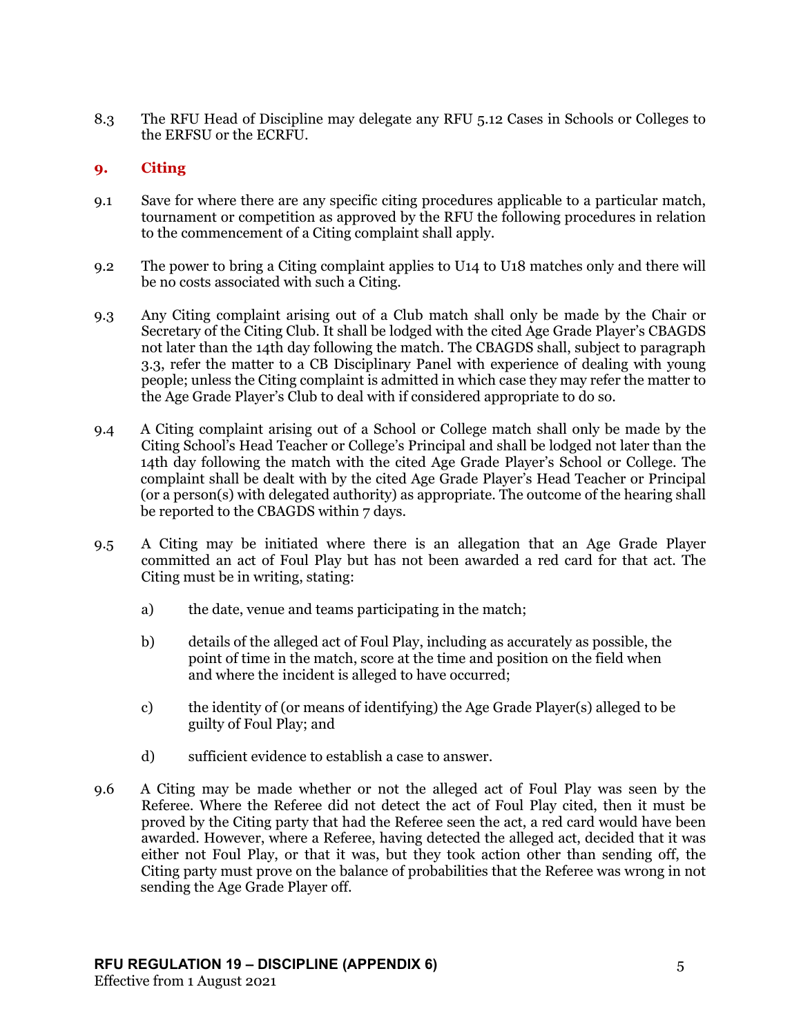8.3 The RFU Head of Discipline may delegate any RFU 5.12 Cases in Schools or Colleges to the ERFSU or the ECRFU.

## 9. Citing

9.1 Save for where there are any specific citing procedures applicable to a particular match, tournament or competition as approved by the RFU the following procedures in relation to the commencement of a Citing complaint shall apply.

9.2 The power to bring a Citing complaint applies to U14 to U18 matches only and there will be no costs associated with such a Citing.

9.3 Any Citing complaint arising out of a Club match shall only be made by the Chair or Secretary of the Citing Club. It shall be lodged with the cited Age Grade Player's CBAGDS not later than the 14th day following the match. The CBAGDS shall, subject to paragraph 3.3, refer the matter to a CB Disciplinary Panel with experience of dealing with young people; unless the Citing complaint is admitted in which case they may refer the matter to the Age Grade Player's Club to deal with if considered appropriate to do so.

9.4 A Citing complaint arising out of a School or College match shall only be made by the Citing School's Head Teacher or College's Principal and shall be lodged not later than the 14th day following the match with the cited Age Grade Player's School or College. The complaint shall be dealt with by the cited Age Grade Player's Head Teacher or Principal (or a person(s) with delegated authority) as appropriate. The outcome of the hearing shall be reported to the CBAGDS within 7 days.

9.5 A Citing may be initiated where there is an allegation that an Age Grade Player committed an act of Foul Play but has not been awarded a red card for that act. The Citing must be in writing, stating:

a) the date, venue and teams participating in the match;

b) details of the alleged act of Foul Play, including as accurately as possible, the point of time in the match, score at the time and position on the field when and where the incident is alleged to have occurred;

c) the identity of (or means of identifying) the Age Grade Player(s) alleged to be guilty of Foul Play; and

d) sufficient evidence to establish a case to answer.

9.6 A Citing may be made whether or not the alleged act of Foul Play was seen by the Referee. Where the Referee did not detect the act of Foul Play cited, then it must be proved by the Citing party that had the Referee seen the act, a red card would have been awarded. However, where a Referee, having detected the alleged act, decided that it was either not Foul Play, or that it was, but they took action other than sending off, the Citing party must prove on the balance of probabilities that the Referee was wrong in not sending the Age Grade Player off.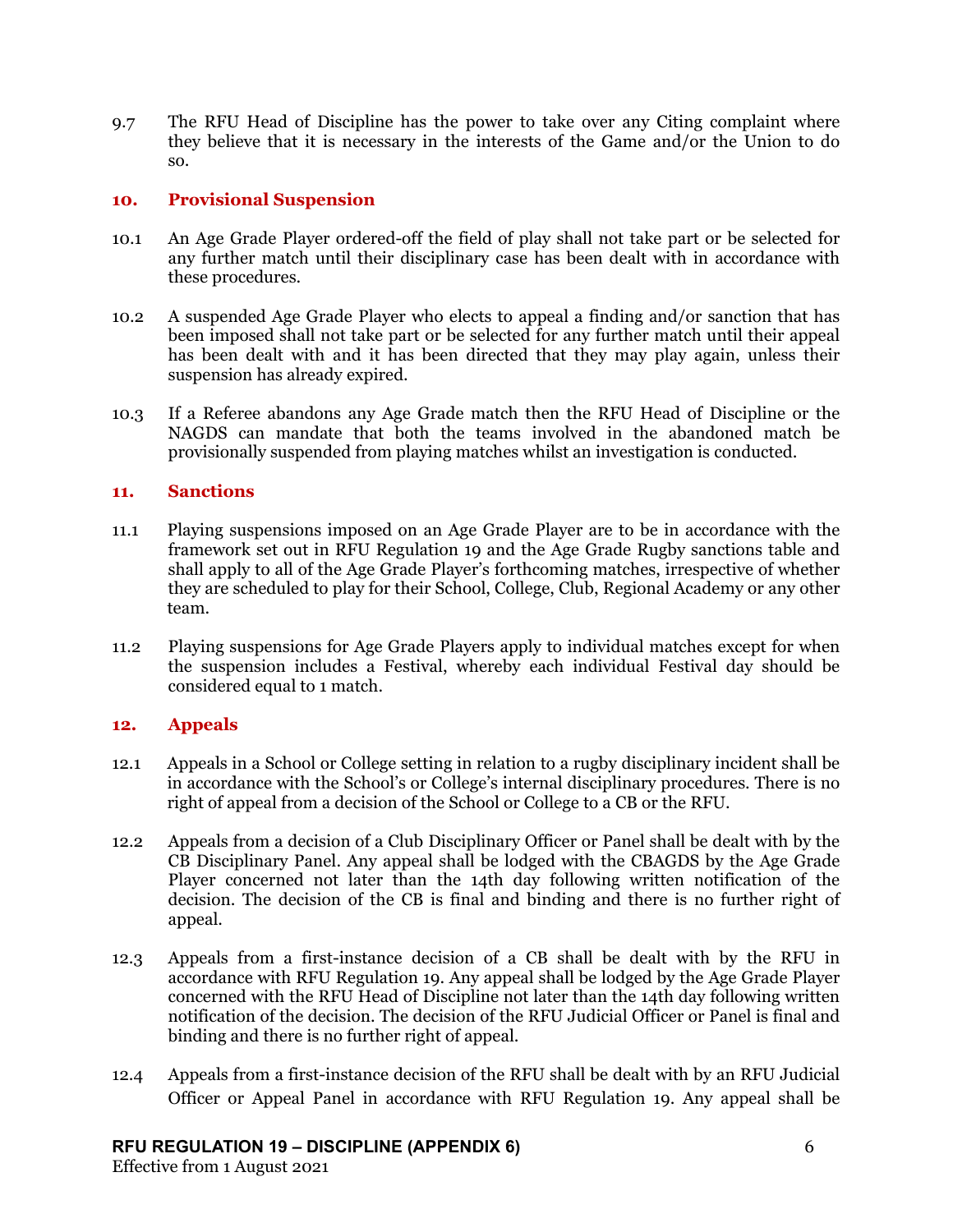9.7 The RFU Head of Discipline has the power to take over any Citing complaint where they believe that it is necessary in the interests of the Game and/or the Union to do so.

## 10. Provisional Suspension

10.1 An Age Grade Player ordered-off the field of play shall not take part or be selected for any further match until their disciplinary case has been dealt with in accordance with these procedures.

10.2 A suspended Age Grade Player who elects to appeal a finding and/or sanction that has been imposed shall not take part or be selected for any further match until their appeal has been dealt with and it has been directed that they may play again, unless their suspension has already expired.

10.3 If a Referee abandons any Age Grade match then the RFU Head of Discipline or the NAGDS can mandate that both the teams involved in the abandoned match be provisionally suspended from playing matches whilst an investigation is conducted.

## 11. Sanctions

11.1 Playing suspensions imposed on an Age Grade Player are to be in accordance with the framework set out in RFU Regulation 19 and the Age Grade Rugby sanctions table and shall apply to all of the Age Grade Player's forthcoming matches, irrespective of whether they are scheduled to play for their School, College, Club, Regional Academy or any other team.

11.2 Playing suspensions for Age Grade Players apply to individual matches except for when the suspension includes a Festival, whereby each individual Festival day should be considered equal to 1 match.

## 12. Appeals

12.1 Appeals in a School or College setting in relation to a rugby disciplinary incident shall be in accordance with the School's or College's internal disciplinary procedures. There is no right of appeal from a decision of the School or College to a CB or the RFU.

12.2 Appeals from a decision of a Club Disciplinary Officer or Panel shall be dealt with by the CB Disciplinary Panel. Any appeal shall be lodged with the CBAGDS by the Age Grade Player concerned not later than the 14th day following written notification of the decision. The decision of the CB is final and binding and there is no further right of appeal.

12.3 Appeals from a first-instance decision of a CB shall be dealt with by the RFU in accordance with RFU Regulation 19. Any appeal shall be lodged by the Age Grade Player concerned with the RFU Head of Discipline not later than the 14th day following written notification of the decision. The decision of the RFU Judicial Officer or Panel is final and binding and there is no further right of appeal.

12.4 Appeals from a first-instance decision of the RFU shall be dealt with by an RFU Judicial Officer or Appeal Panel in accordance with RFU Regulation 19. Any appeal shall be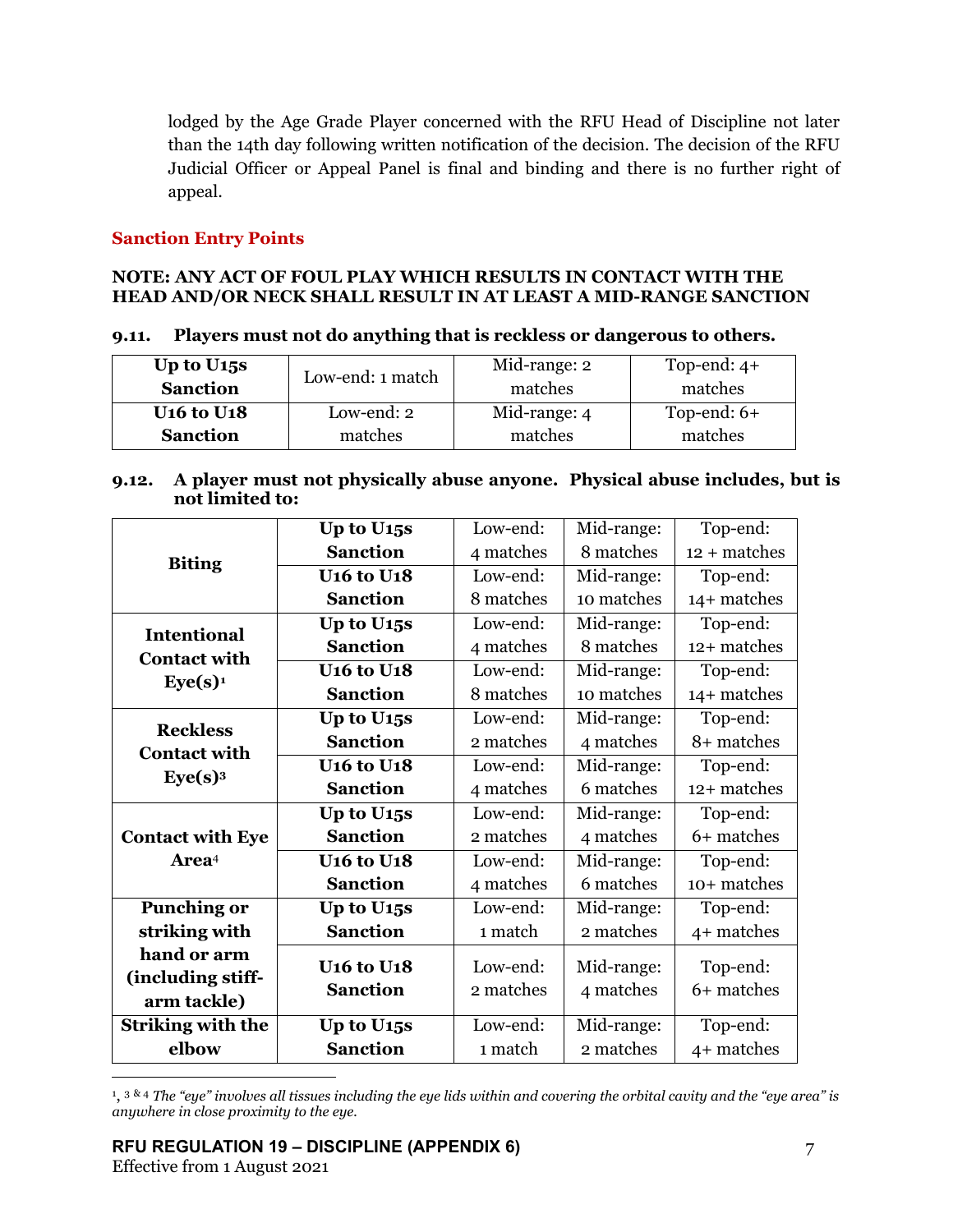lodged by the Age Grade Player concerned with the RFU Head of Discipline not later than the 14th day following written notification of the decision. The decision of the RFU Judicial Officer or Appeal Panel is final and binding and there is no further right of appeal.

## Sanction Entry Points

**NOTE: ANY ACT OF FOUL PLAY WHICH RESULTS IN CONTACT WITH THE HEAD AND/OR NECK SHALL RESULT IN AT LEAST A MID-RANGE SANCTION**

**9.11. Players must not do anything that is reckless or dangerous to others.**

| | | | |
|---|---|---|---|
| **Up to U15s Sanction** | Low-end: 1 match | Mid-range: 2 matches | Top-end: 4+ matches |
| **U16 to U18 Sanction** | Low-end: 2 matches | Mid-range: 4 matches | Top-end: 6+ matches |

**9.12. A player must not physically abuse anyone. Physical abuse includes, but is not limited to:**

| | | | | |
|---|---|---|---|---|
| **Biting** | **Up to U15s Sanction** | Low-end: 4 matches | Mid-range: 8 matches | Top-end: 12 + matches |
| | **U16 to U18 Sanction** | Low-end: 8 matches | Mid-range: 10 matches | Top-end: 14+ matches |
| **Intentional Contact with Eye(s)**[1] | **Up to U15s Sanction** | Low-end: 4 matches | Mid-range: 8 matches | Top-end: 12+ matches |
| | **U16 to U18 Sanction** | Low-end: 8 matches | Mid-range: 10 matches | Top-end: 14+ matches |
| **Reckless Contact with Eye(s)**[3] | **Up to U15s Sanction** | Low-end: 2 matches | Mid-range: 4 matches | Top-end: 8+ matches |
| | **U16 to U18 Sanction** | Low-end: 4 matches | Mid-range: 6 matches | Top-end: 12+ matches |
| **Contact with Eye Area**[4] | **Up to U15s Sanction** | Low-end: 2 matches | Mid-range: 4 matches | Top-end: 6+ matches |
| | **U16 to U18 Sanction** | Low-end: 4 matches | Mid-range: 6 matches | Top-end: 10+ matches |
| **Punching or striking with hand or arm (including stiff-arm tackle)** | **Up to U15s Sanction** | Low-end: 1 match | Mid-range: 2 matches | Top-end: 4+ matches |
| | **U16 to U18 Sanction** | Low-end: 2 matches | Mid-range: 4 matches | Top-end: 6+ matches |
| **Striking with the elbow** | **Up to U15s Sanction** | Low-end: 1 match | Mid-range: 2 matches | Top-end: 4+ matches |

[1], [3] & [4] *The "eye" involves all tissues including the eye lids within and covering the orbital cavity and the "eye area" is anywhere in close proximity to the eye.*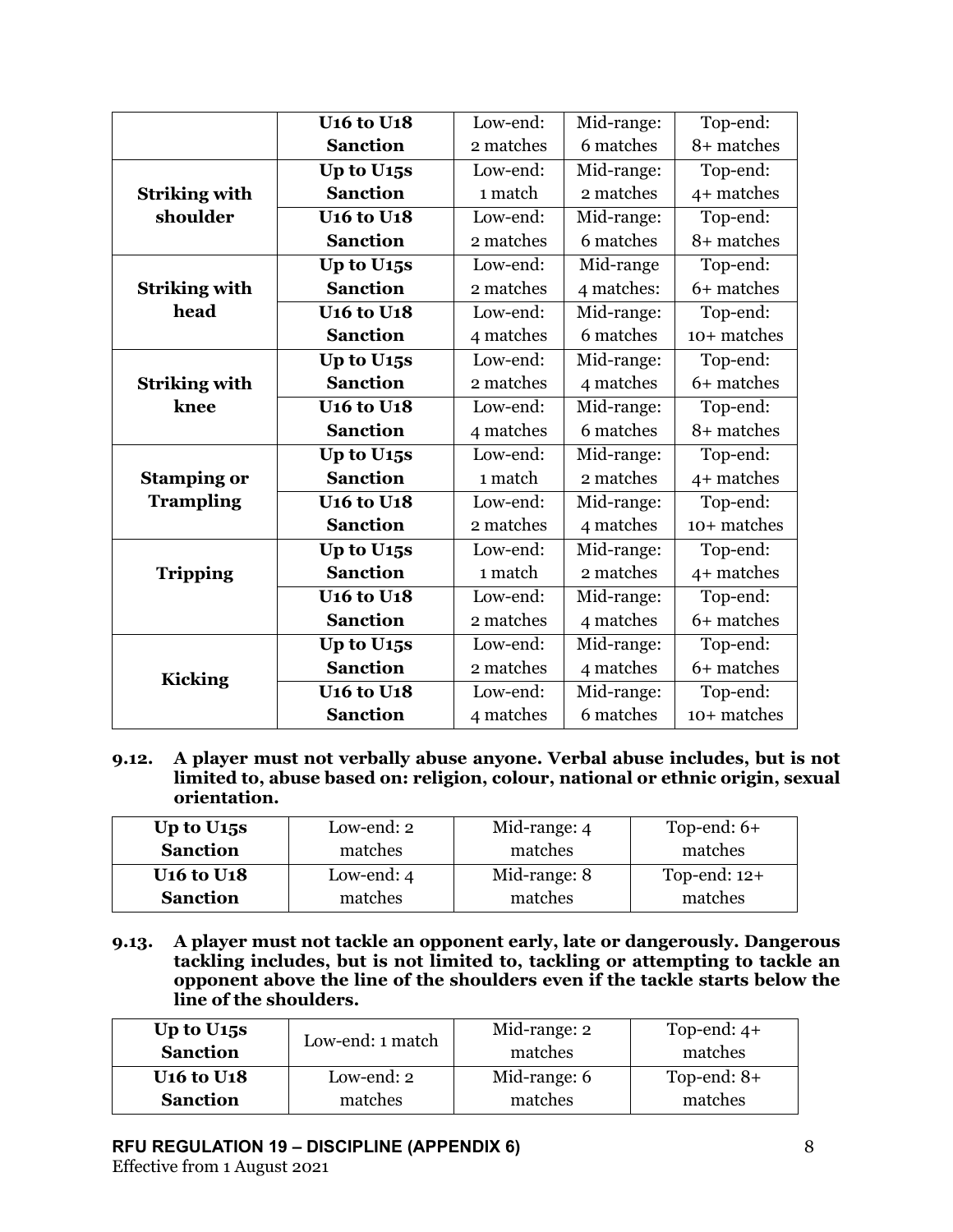| | | | | |
|---|---|---|---|---|
| | **U16 to U18 Sanction** | Low-end: 2 matches | Mid-range: 6 matches | Top-end: 8+ matches |
| **Striking with shoulder** | **Up to U15s Sanction** | Low-end: 1 match | Mid-range: 2 matches | Top-end: 4+ matches |
| | **U16 to U18 Sanction** | Low-end: 2 matches | Mid-range: 6 matches | Top-end: 8+ matches |
| **Striking with head** | **Up to U15s Sanction** | Low-end: 2 matches | Mid-range 4 matches: | Top-end: 6+ matches |
| | **U16 to U18 Sanction** | Low-end: 4 matches | Mid-range: 6 matches | Top-end: 10+ matches |
| **Striking with knee** | **Up to U15s Sanction** | Low-end: 2 matches | Mid-range: 4 matches | Top-end: 6+ matches |
| | **U16 to U18 Sanction** | Low-end: 4 matches | Mid-range: 6 matches | Top-end: 8+ matches |
| **Stamping or Trampling** | **Up to U15s Sanction** | Low-end: 1 match | Mid-range: 2 matches | Top-end: 4+ matches |
| | **U16 to U18 Sanction** | Low-end: 2 matches | Mid-range: 4 matches | Top-end: 10+ matches |
| **Tripping** | **Up to U15s Sanction** | Low-end: 1 match | Mid-range: 2 matches | Top-end: 4+ matches |
| | **U16 to U18 Sanction** | Low-end: 2 matches | Mid-range: 4 matches | Top-end: 6+ matches |
| **Kicking** | **Up to U15s Sanction** | Low-end: 2 matches | Mid-range: 4 matches | Top-end: 6+ matches |
| | **U16 to U18 Sanction** | Low-end: 4 matches | Mid-range: 6 matches | Top-end: 10+ matches |

**9.12. A player must not verbally abuse anyone. Verbal abuse includes, but is not limited to, abuse based on: religion, colour, national or ethnic origin, sexual orientation.**

| | | | |
|---|---|---|---|
| **Up to U15s Sanction** | Low-end: 2 matches | Mid-range: 4 matches | Top-end: 6+ matches |
| **U16 to U18 Sanction** | Low-end: 4 matches | Mid-range: 8 matches | Top-end: 12+ matches |

**9.13. A player must not tackle an opponent early, late or dangerously. Dangerous tackling includes, but is not limited to, tackling or attempting to tackle an opponent above the line of the shoulders even if the tackle starts below the line of the shoulders.**

| | | | |
|---|---|---|---|
| **Up to U15s Sanction** | Low-end: 1 match | Mid-range: 2 matches | Top-end: 4+ matches |
| **U16 to U18 Sanction** | Low-end: 2 matches | Mid-range: 6 matches | Top-end: 8+ matches |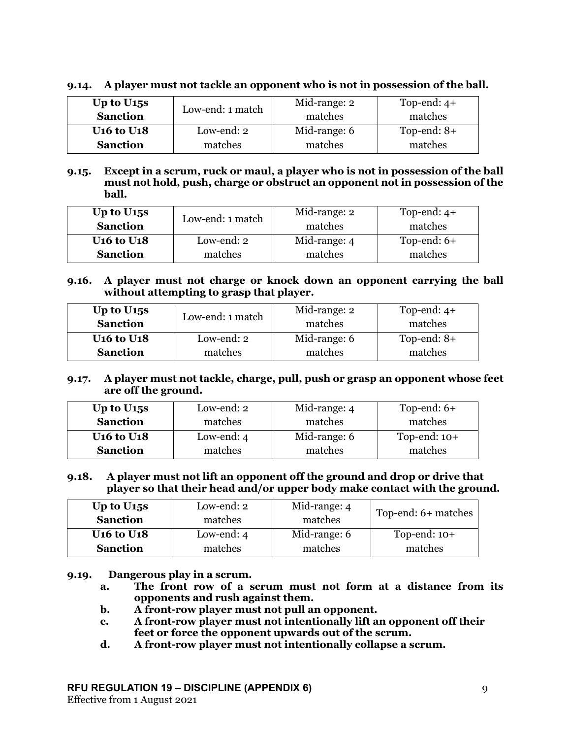**9.14. A player must not tackle an opponent who is not in possession of the ball.**

| | | | |
|---|---|---|---|
| **Up to U15s Sanction** | Low-end: 1 match | Mid-range: 2 matches | Top-end: 4+ matches |
| **U16 to U18 Sanction** | Low-end: 2 matches | Mid-range: 6 matches | Top-end: 8+ matches |

**9.15. Except in a scrum, ruck or maul, a player who is not in possession of the ball must not hold, push, charge or obstruct an opponent not in possession of the ball.**

| | | | |
|---|---|---|---|
| **Up to U15s Sanction** | Low-end: 1 match | Mid-range: 2 matches | Top-end: 4+ matches |
| **U16 to U18 Sanction** | Low-end: 2 matches | Mid-range: 4 matches | Top-end: 6+ matches |

**9.16. A player must not charge or knock down an opponent carrying the ball without attempting to grasp that player.**

| | | | |
|---|---|---|---|
| **Up to U15s Sanction** | Low-end: 1 match | Mid-range: 2 matches | Top-end: 4+ matches |
| **U16 to U18 Sanction** | Low-end: 2 matches | Mid-range: 6 matches | Top-end: 8+ matches |

**9.17. A player must not tackle, charge, pull, push or grasp an opponent whose feet are off the ground.**

| | | | |
|---|---|---|---|
| **Up to U15s Sanction** | Low-end: 2 matches | Mid-range: 4 matches | Top-end: 6+ matches |
| **U16 to U18 Sanction** | Low-end: 4 matches | Mid-range: 6 matches | Top-end: 10+ matches |

**9.18. A player must not lift an opponent off the ground and drop or drive that player so that their head and/or upper body make contact with the ground.**

| | | | |
|---|---|---|---|
| **Up to U15s Sanction** | Low-end: 2 matches | Mid-range: 4 matches | Top-end: 6+ matches |
| **U16 to U18 Sanction** | Low-end: 4 matches | Mid-range: 6 matches | Top-end: 10+ matches |

**9.19. Dangerous play in a scrum.**

- **a. The front row of a scrum must not form at a distance from its opponents and rush against them.**
- **b. A front-row player must not pull an opponent.**
- **c. A front-row player must not intentionally lift an opponent off their feet or force the opponent upwards out of the scrum.**
- **d. A front-row player must not intentionally collapse a scrum.**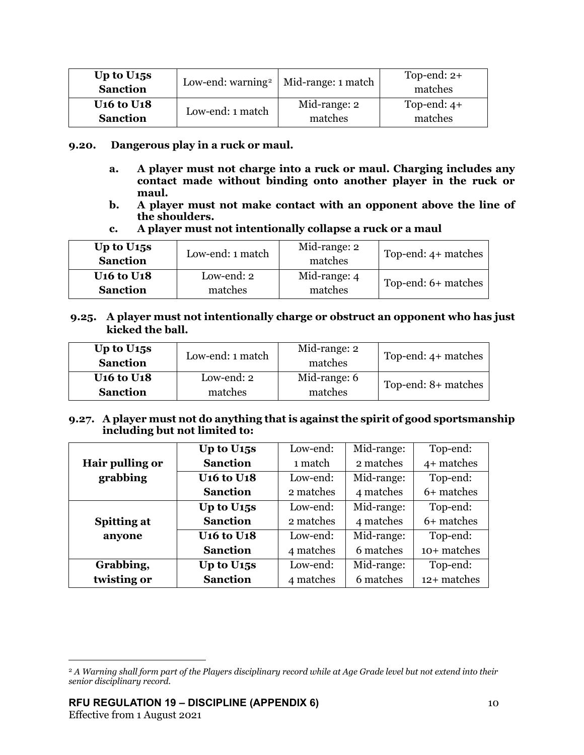| Up to U15s Sanction | Low-end: warning[2] | Mid-range: 1 match | Top-end: 2+ matches |
| --- | --- | --- | --- |
| **U16 to U18 Sanction** | Low-end: 1 match | Mid-range: 2 matches | Top-end: 4+ matches |

**9.20. Dangerous play in a ruck or maul.**

- **a. A player must not charge into a ruck or maul. Charging includes any contact made without binding onto another player in the ruck or maul.**
- **b. A player must not make contact with an opponent above the line of the shoulders.**
- **c. A player must not intentionally collapse a ruck or a maul**

| Up to U15s Sanction | Low-end: 1 match | Mid-range: 2 matches | Top-end: 4+ matches |
| --- | --- | --- | --- |
| **U16 to U18 Sanction** | Low-end: 2 matches | Mid-range: 4 matches | Top-end: 6+ matches |

**9.25. A player must not intentionally charge or obstruct an opponent who has just kicked the ball.**

| Up to U15s Sanction | Low-end: 1 match | Mid-range: 2 matches | Top-end: 4+ matches |
| --- | --- | --- | --- |
| **U16 to U18 Sanction** | Low-end: 2 matches | Mid-range: 6 matches | Top-end: 8+ matches |

**9.27. A player must not do anything that is against the spirit of good sportsmanship including but not limited to:**

| | | | | |
| --- | --- | --- | --- | --- |
| **Hair pulling or grabbing** | **Up to U15s Sanction** | Low-end: 1 match | Mid-range: 2 matches | Top-end: 4+ matches |
| | **U16 to U18 Sanction** | Low-end: 2 matches | Mid-range: 4 matches | Top-end: 6+ matches |
| **Spitting at anyone** | **Up to U15s Sanction** | Low-end: 2 matches | Mid-range: 4 matches | Top-end: 6+ matches |
| | **U16 to U18 Sanction** | Low-end: 4 matches | Mid-range: 6 matches | Top-end: 10+ matches |
| **Grabbing, twisting or** | **Up to U15s Sanction** | Low-end: 4 matches | Mid-range: 6 matches | Top-end: 12+ matches |

[2] *A Warning shall form part of the Players disciplinary record while at Age Grade level but not extend into their senior disciplinary record.*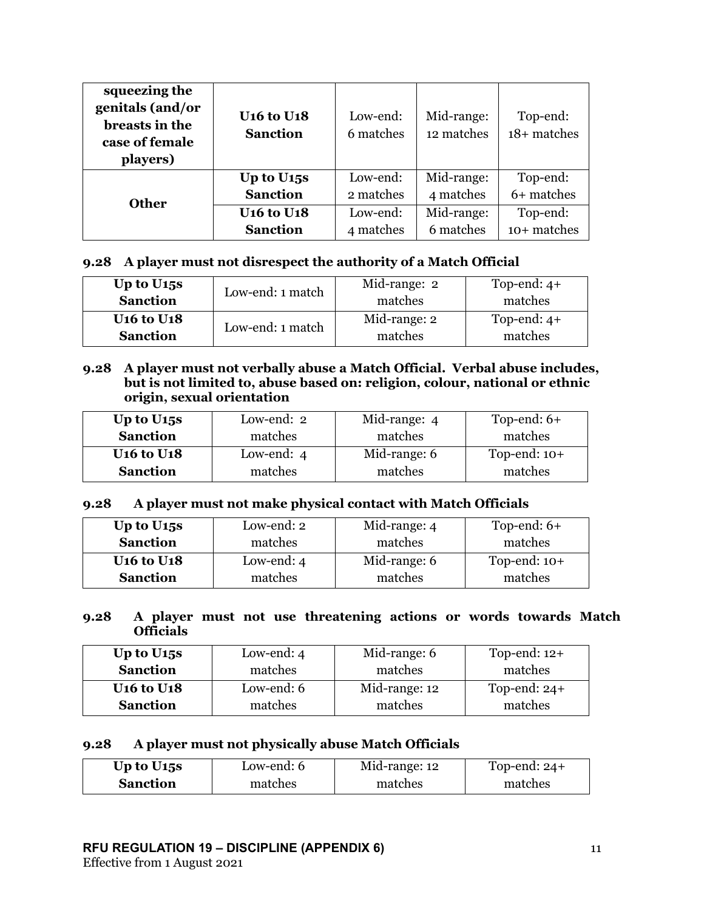| squeezing the genitals (and/or breasts in the case of female players) | U16 to U18 Sanction | Low-end: 6 matches | Mid-range: 12 matches | Top-end: 18+ matches |
|---|---|---|---|---|
| Other | Up to U15s Sanction | Low-end: 2 matches | Mid-range: 4 matches | Top-end: 6+ matches |
| | U16 to U18 Sanction | Low-end: 4 matches | Mid-range: 6 matches | Top-end: 10+ matches |

**9.28 A player must not disrespect the authority of a Match Official**

| Up to U15s Sanction | Low-end: 1 match | Mid-range: 2 matches | Top-end: 4+ matches |
|---|---|---|---|
| U16 to U18 Sanction | Low-end: 1 match | Mid-range: 2 matches | Top-end: 4+ matches |

**9.28 A player must not verbally abuse a Match Official. Verbal abuse includes, but is not limited to, abuse based on: religion, colour, national or ethnic origin, sexual orientation**

| Up to U15s Sanction | Low-end: 2 matches | Mid-range: 4 matches | Top-end: 6+ matches |
|---|---|---|---|
| U16 to U18 Sanction | Low-end: 4 matches | Mid-range: 6 matches | Top-end: 10+ matches |

**9.28 A player must not make physical contact with Match Officials**

| Up to U15s Sanction | Low-end: 2 matches | Mid-range: 4 matches | Top-end: 6+ matches |
|---|---|---|---|
| U16 to U18 Sanction | Low-end: 4 matches | Mid-range: 6 matches | Top-end: 10+ matches |

**9.28 A player must not use threatening actions or words towards Match Officials**

| Up to U15s Sanction | Low-end: 4 matches | Mid-range: 6 matches | Top-end: 12+ matches |
|---|---|---|---|
| U16 to U18 Sanction | Low-end: 6 matches | Mid-range: 12 matches | Top-end: 24+ matches |

**9.28 A player must not physically abuse Match Officials**

| Up to U15s Sanction | Low-end: 6 matches | Mid-range: 12 matches | Top-end: 24+ matches |
|---|---|---|---|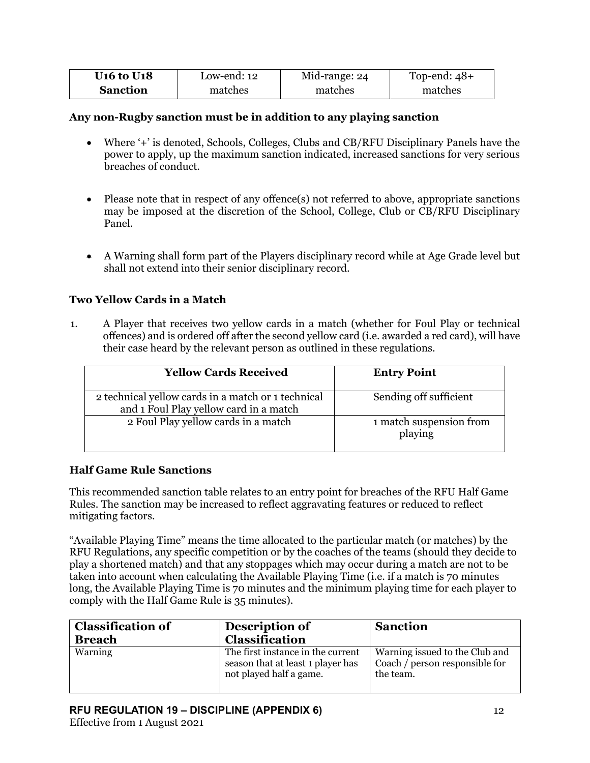| **U16 to U18 Sanction** | Low-end: 12 matches | Mid-range: 24 matches | Top-end: 48+ matches |
|---|---|---|---|

**Any non-Rugby sanction must be in addition to any playing sanction**

- Where '+' is denoted, Schools, Colleges, Clubs and CB/RFU Disciplinary Panels have the power to apply, up the maximum sanction indicated, increased sanctions for very serious breaches of conduct.

- Please note that in respect of any offence(s) not referred to above, appropriate sanctions may be imposed at the discretion of the School, College, Club or CB/RFU Disciplinary Panel.

- A Warning shall form part of the Players disciplinary record while at Age Grade level but shall not extend into their senior disciplinary record.

### Two Yellow Cards in a Match

1. A Player that receives two yellow cards in a match (whether for Foul Play or technical offences) and is ordered off after the second yellow card (i.e. awarded a red card), will have their case heard by the relevant person as outlined in these regulations.

| Yellow Cards Received | Entry Point |
|---|---|
| 2 technical yellow cards in a match or 1 technical and 1 Foul Play yellow card in a match | Sending off sufficient |
| 2 Foul Play yellow cards in a match | 1 match suspension from playing |

### Half Game Rule Sanctions

This recommended sanction table relates to an entry point for breaches of the RFU Half Game Rules. The sanction may be increased to reflect aggravating features or reduced to reflect mitigating factors.

"Available Playing Time" means the time allocated to the particular match (or matches) by the RFU Regulations, any specific competition or by the coaches of the teams (should they decide to play a shortened match) and that any stoppages which may occur during a match are not to be taken into account when calculating the Available Playing Time (i.e. if a match is 70 minutes long, the Available Playing Time is 70 minutes and the minimum playing time for each player to comply with the Half Game Rule is 35 minutes).

| Classification of Breach | Description of Classification | Sanction |
|---|---|---|
| Warning | The first instance in the current season that at least 1 player has not played half a game. | Warning issued to the Club and Coach / person responsible for the team. |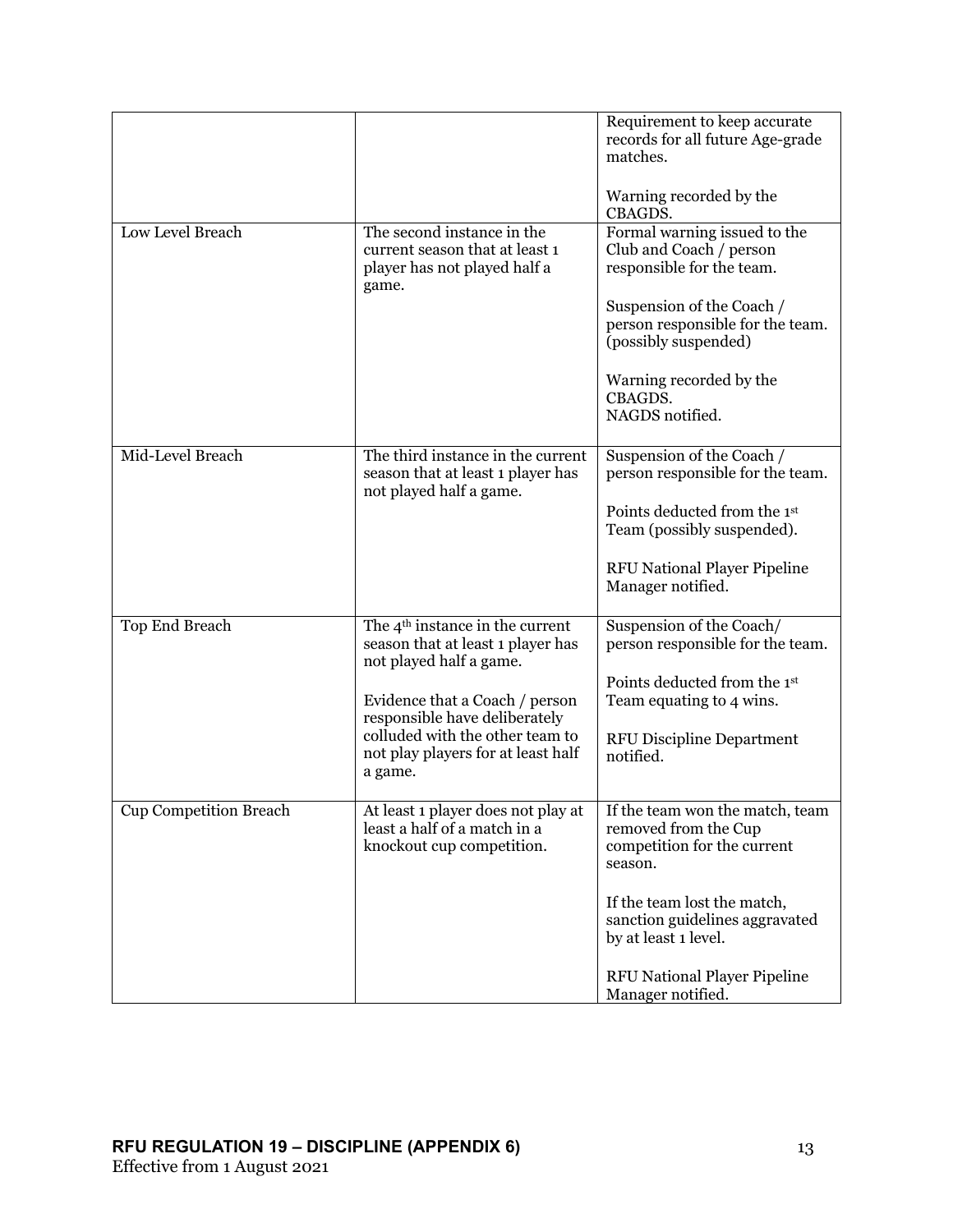| | | |
|---|---|---|
| | | Requirement to keep accurate records for all future Age-grade matches.<br><br>Warning recorded by the CBAGDS. |
| Low Level Breach | The second instance in the current season that at least 1 player has not played half a game. | Formal warning issued to the Club and Coach / person responsible for the team.<br><br>Suspension of the Coach / person responsible for the team. (possibly suspended)<br><br>Warning recorded by the CBAGDS.<br>NAGDS notified. |
| Mid-Level Breach | The third instance in the current season that at least 1 player has not played half a game. | Suspension of the Coach / person responsible for the team.<br><br>Points deducted from the 1st Team (possibly suspended).<br><br>RFU National Player Pipeline Manager notified. |
| Top End Breach | The 4th instance in the current season that at least 1 player has not played half a game.<br><br>Evidence that a Coach / person responsible have deliberately colluded with the other team to not play players for at least half a game. | Suspension of the Coach/ person responsible for the team.<br><br>Points deducted from the 1st Team equating to 4 wins.<br><br>RFU Discipline Department notified. |
| Cup Competition Breach | At least 1 player does not play at least a half of a match in a knockout cup competition. | If the team won the match, team removed from the Cup competition for the current season.<br><br>If the team lost the match, sanction guidelines aggravated by at least 1 level.<br><br>RFU National Player Pipeline Manager notified. |